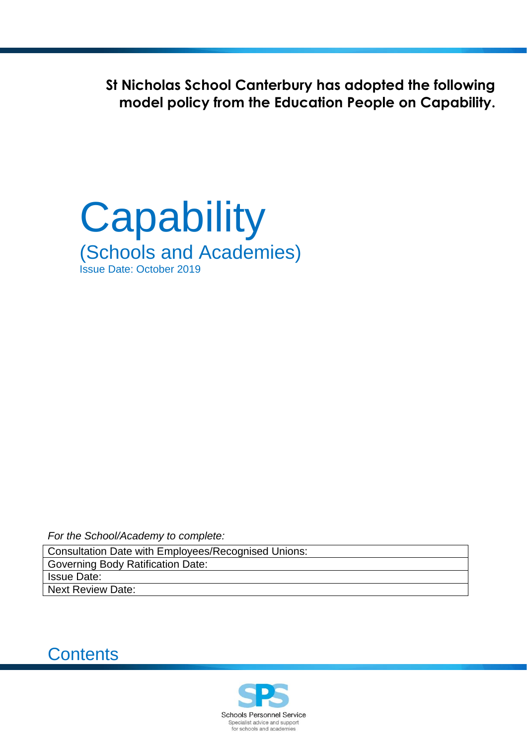**St Nicholas School Canterbury has adopted the following model policy from the Education People on Capability.**

# Capability

## (Schools and Academies)

Issue Date: October 2019

*For the School/Academy to complete:*

| Consultation Date with Employees/Recognised Unions: |
|---|
| Governing Body Ratification Date: |
| Issue Date: |
| Next Review Date: |

## Contents

Schools Personnel Service
Specialist advice and support
for schools and academies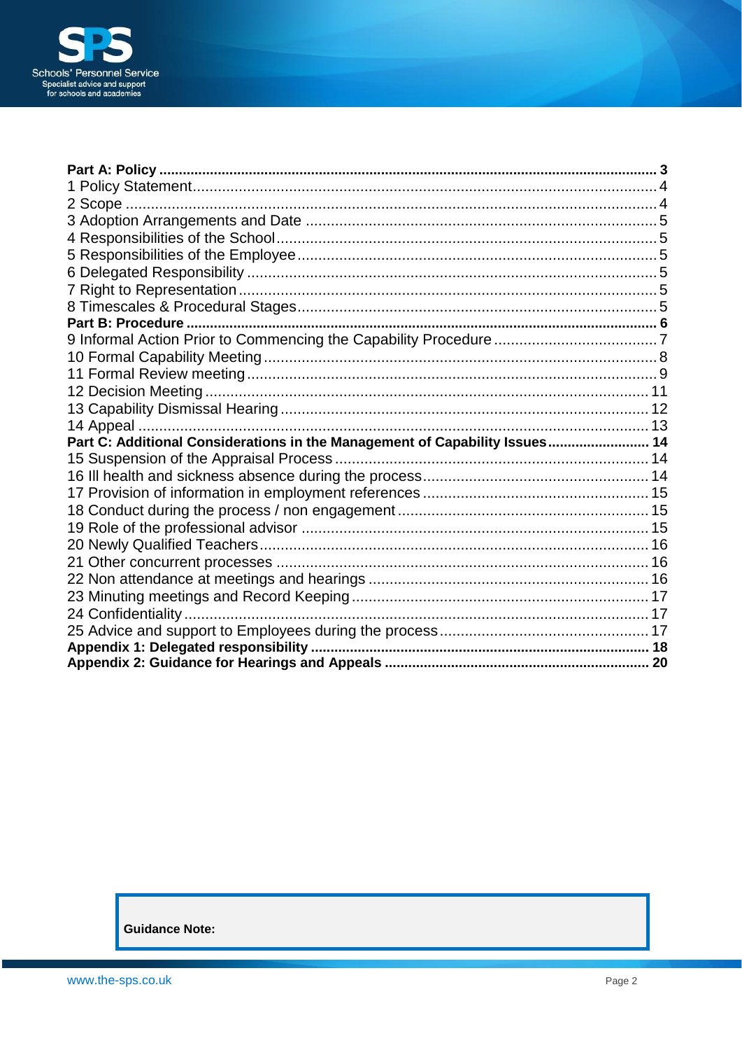| | |
|---|---|
| **Part A: Policy** | **3** |
| 1 Policy Statement | 4 |
| 2 Scope | 4 |
| 3 Adoption Arrangements and Date | 5 |
| 4 Responsibilities of the School | 5 |
| 5 Responsibilities of the Employee | 5 |
| 6 Delegated Responsibility | 5 |
| 7 Right to Representation | 5 |
| 8 Timescales & Procedural Stages | 5 |
| **Part B: Procedure** | **6** |
| 9 Informal Action Prior to Commencing the Capability Procedure | 7 |
| 10 Formal Capability Meeting | 8 |
| 11 Formal Review meeting | 9 |
| 12 Decision Meeting | 11 |
| 13 Capability Dismissal Hearing | 12 |
| 14 Appeal | 13 |
| **Part C: Additional Considerations in the Management of Capability Issues** | **14** |
| 15 Suspension of the Appraisal Process | 14 |
| 16 Ill health and sickness absence during the process | 14 |
| 17 Provision of information in employment references | 15 |
| 18 Conduct during the process / non engagement | 15 |
| 19 Role of the professional advisor | 15 |
| 20 Newly Qualified Teachers | 16 |
| 21 Other concurrent processes | 16 |
| 22 Non attendance at meetings and hearings | 16 |
| 23 Minuting meetings and Record Keeping | 17 |
| 24 Confidentiality | 17 |
| 25 Advice and support to Employees during the process | 17 |
| **Appendix 1: Delegated responsibility** | **18** |
| **Appendix 2: Guidance for Hearings and Appeals** | **20** |

**Guidance Note:**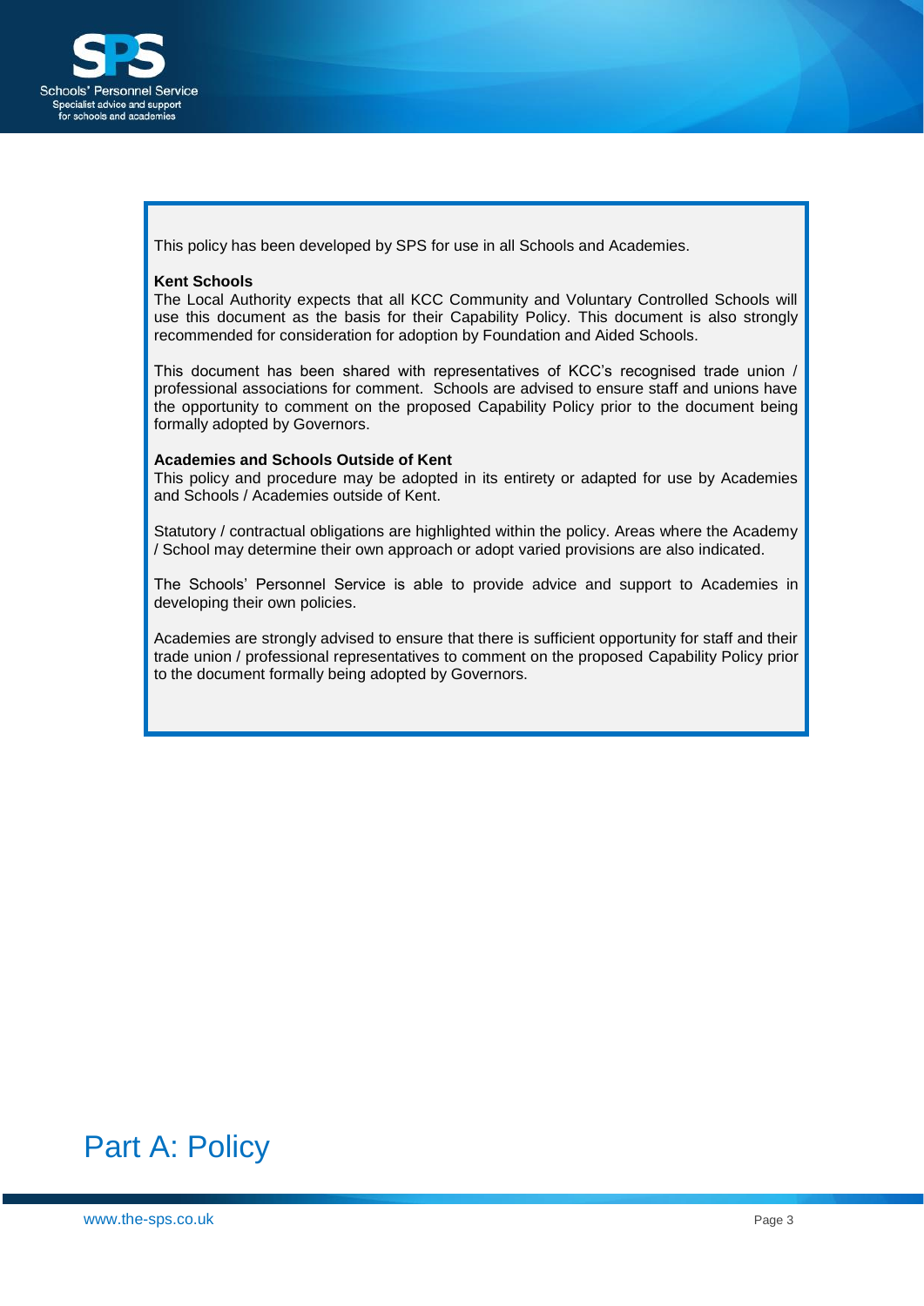This policy has been developed by SPS for use in all Schools and Academies.

**Kent Schools**
The Local Authority expects that all KCC Community and Voluntary Controlled Schools will use this document as the basis for their Capability Policy. This document is also strongly recommended for consideration for adoption by Foundation and Aided Schools.

This document has been shared with representatives of KCC's recognised trade union / professional associations for comment. Schools are advised to ensure staff and unions have the opportunity to comment on the proposed Capability Policy prior to the document being formally adopted by Governors.

**Academies and Schools Outside of Kent**
This policy and procedure may be adopted in its entirety or adapted for use by Academies and Schools / Academies outside of Kent.

Statutory / contractual obligations are highlighted within the policy. Areas where the Academy / School may determine their own approach or adopt varied provisions are also indicated.

The Schools' Personnel Service is able to provide advice and support to Academies in developing their own policies.

Academies are strongly advised to ensure that there is sufficient opportunity for staff and their trade union / professional representatives to comment on the proposed Capability Policy prior to the document formally being adopted by Governors.

# Part A: Policy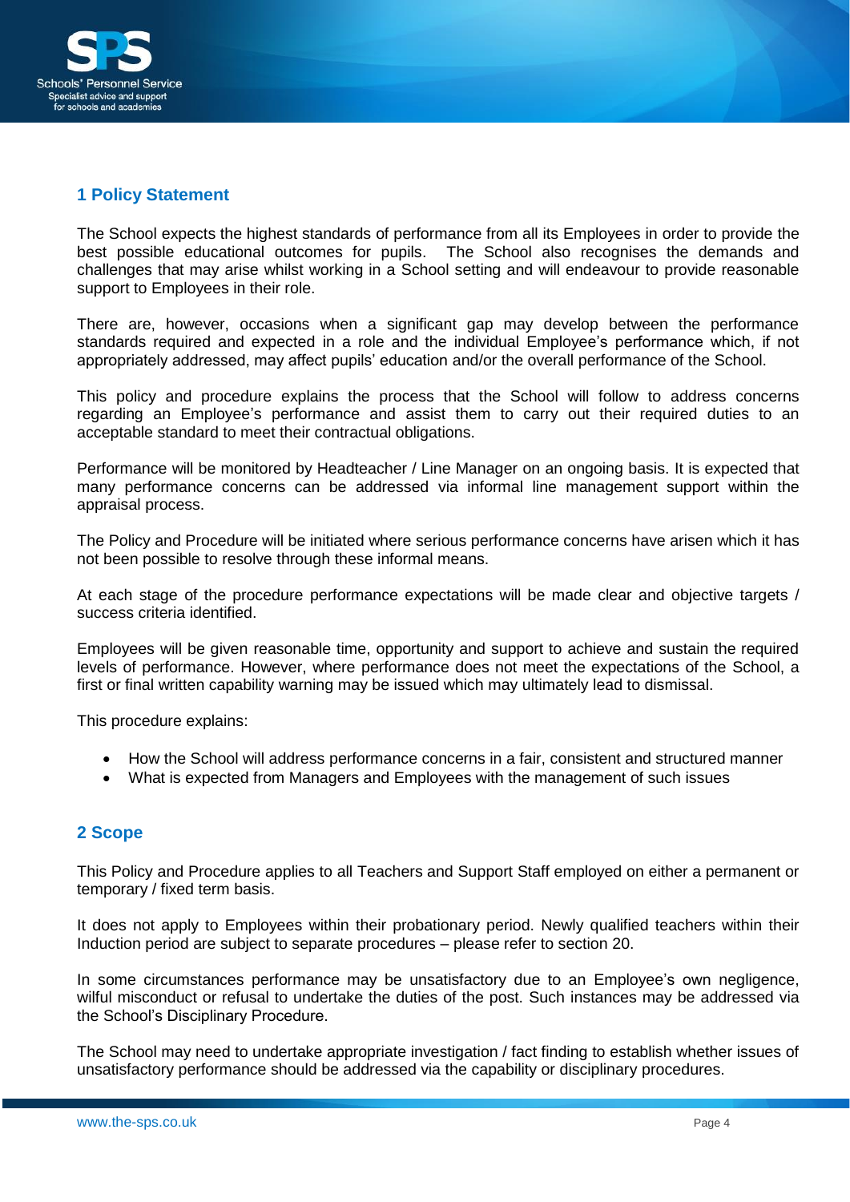## 1 Policy Statement

The School expects the highest standards of performance from all its Employees in order to provide the best possible educational outcomes for pupils. The School also recognises the demands and challenges that may arise whilst working in a School setting and will endeavour to provide reasonable support to Employees in their role.

There are, however, occasions when a significant gap may develop between the performance standards required and expected in a role and the individual Employee's performance which, if not appropriately addressed, may affect pupils' education and/or the overall performance of the School.

This policy and procedure explains the process that the School will follow to address concerns regarding an Employee's performance and assist them to carry out their required duties to an acceptable standard to meet their contractual obligations.

Performance will be monitored by Headteacher / Line Manager on an ongoing basis. It is expected that many performance concerns can be addressed via informal line management support within the appraisal process.

The Policy and Procedure will be initiated where serious performance concerns have arisen which it has not been possible to resolve through these informal means.

At each stage of the procedure performance expectations will be made clear and objective targets / success criteria identified.

Employees will be given reasonable time, opportunity and support to achieve and sustain the required levels of performance. However, where performance does not meet the expectations of the School, a first or final written capability warning may be issued which may ultimately lead to dismissal.

This procedure explains:

- How the School will address performance concerns in a fair, consistent and structured manner
- What is expected from Managers and Employees with the management of such issues

## 2 Scope

This Policy and Procedure applies to all Teachers and Support Staff employed on either a permanent or temporary / fixed term basis.

It does not apply to Employees within their probationary period. Newly qualified teachers within their Induction period are subject to separate procedures – please refer to section 20.

In some circumstances performance may be unsatisfactory due to an Employee's own negligence, wilful misconduct or refusal to undertake the duties of the post. Such instances may be addressed via the School's Disciplinary Procedure.

The School may need to undertake appropriate investigation / fact finding to establish whether issues of unsatisfactory performance should be addressed via the capability or disciplinary procedures.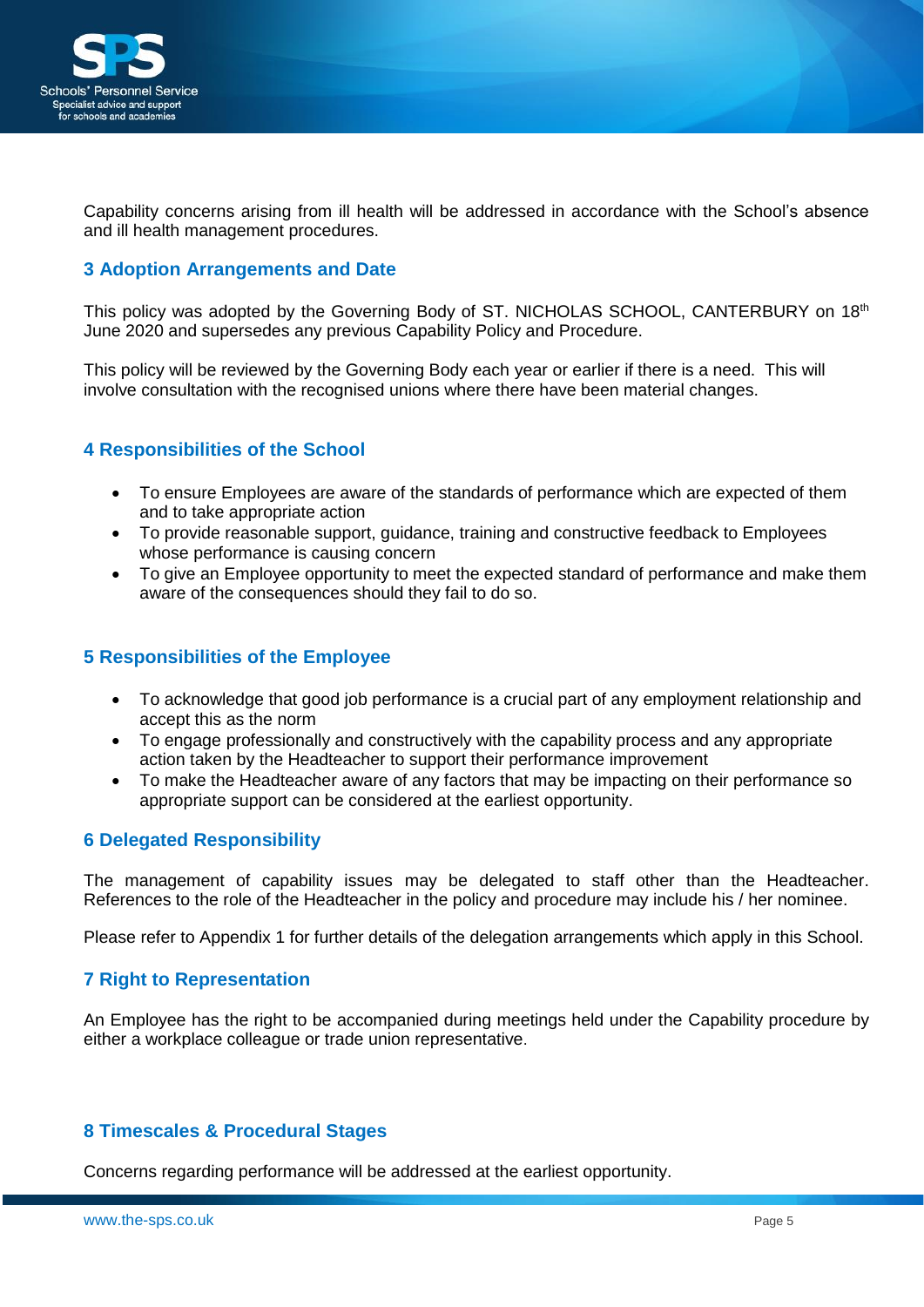Capability concerns arising from ill health will be addressed in accordance with the School's absence and ill health management procedures.

## 3 Adoption Arrangements and Date

This policy was adopted by the Governing Body of ST. NICHOLAS SCHOOL, CANTERBURY on 18th June 2020 and supersedes any previous Capability Policy and Procedure.

This policy will be reviewed by the Governing Body each year or earlier if there is a need. This will involve consultation with the recognised unions where there have been material changes.

## 4 Responsibilities of the School

- To ensure Employees are aware of the standards of performance which are expected of them and to take appropriate action
- To provide reasonable support, guidance, training and constructive feedback to Employees whose performance is causing concern
- To give an Employee opportunity to meet the expected standard of performance and make them aware of the consequences should they fail to do so.

## 5 Responsibilities of the Employee

- To acknowledge that good job performance is a crucial part of any employment relationship and accept this as the norm
- To engage professionally and constructively with the capability process and any appropriate action taken by the Headteacher to support their performance improvement
- To make the Headteacher aware of any factors that may be impacting on their performance so appropriate support can be considered at the earliest opportunity.

## 6 Delegated Responsibility

The management of capability issues may be delegated to staff other than the Headteacher. References to the role of the Headteacher in the policy and procedure may include his / her nominee.

Please refer to Appendix 1 for further details of the delegation arrangements which apply in this School.

## 7 Right to Representation

An Employee has the right to be accompanied during meetings held under the Capability procedure by either a workplace colleague or trade union representative.

## 8 Timescales & Procedural Stages

Concerns regarding performance will be addressed at the earliest opportunity.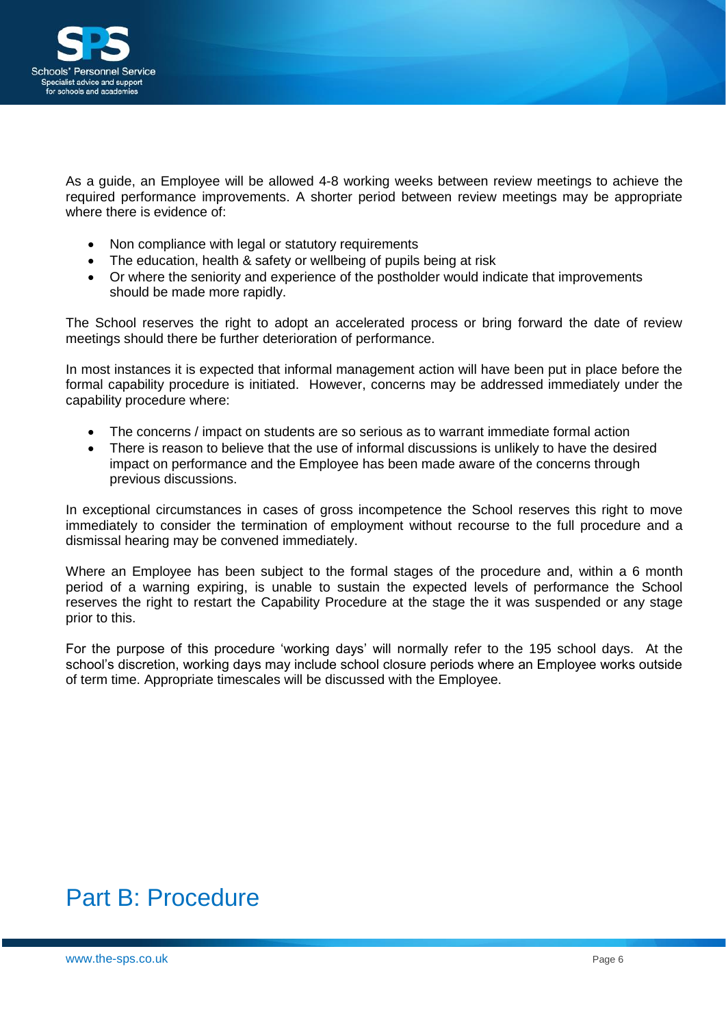As a guide, an Employee will be allowed 4-8 working weeks between review meetings to achieve the required performance improvements. A shorter period between review meetings may be appropriate where there is evidence of:

- Non compliance with legal or statutory requirements
- The education, health & safety or wellbeing of pupils being at risk
- Or where the seniority and experience of the postholder would indicate that improvements should be made more rapidly.

The School reserves the right to adopt an accelerated process or bring forward the date of review meetings should there be further deterioration of performance.

In most instances it is expected that informal management action will have been put in place before the formal capability procedure is initiated. However, concerns may be addressed immediately under the capability procedure where:

- The concerns / impact on students are so serious as to warrant immediate formal action
- There is reason to believe that the use of informal discussions is unlikely to have the desired impact on performance and the Employee has been made aware of the concerns through previous discussions.

In exceptional circumstances in cases of gross incompetence the School reserves this right to move immediately to consider the termination of employment without recourse to the full procedure and a dismissal hearing may be convened immediately.

Where an Employee has been subject to the formal stages of the procedure and, within a 6 month period of a warning expiring, is unable to sustain the expected levels of performance the School reserves the right to restart the Capability Procedure at the stage the it was suspended or any stage prior to this.

For the purpose of this procedure 'working days' will normally refer to the 195 school days. At the school's discretion, working days may include school closure periods where an Employee works outside of term time. Appropriate timescales will be discussed with the Employee.

# Part B: Procedure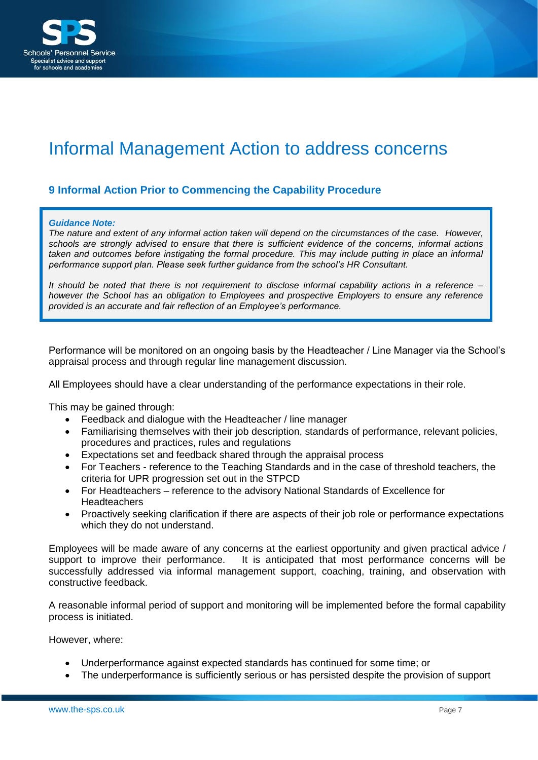# Informal Management Action to address concerns

## 9 Informal Action Prior to Commencing the Capability Procedure

> ***Guidance Note:***
> *The nature and extent of any informal action taken will depend on the circumstances of the case. However, schools are strongly advised to ensure that there is sufficient evidence of the concerns, informal actions taken and outcomes before instigating the formal procedure. This may include putting in place an informal performance support plan. Please seek further guidance from the school's HR Consultant.*
>
> *It should be noted that there is not requirement to disclose informal capability actions in a reference – however the School has an obligation to Employees and prospective Employers to ensure any reference provided is an accurate and fair reflection of an Employee's performance.*

Performance will be monitored on an ongoing basis by the Headteacher / Line Manager via the School's appraisal process and through regular line management discussion.

All Employees should have a clear understanding of the performance expectations in their role.

This may be gained through:

- Feedback and dialogue with the Headteacher / line manager
- Familiarising themselves with their job description, standards of performance, relevant policies, procedures and practices, rules and regulations
- Expectations set and feedback shared through the appraisal process
- For Teachers - reference to the Teaching Standards and in the case of threshold teachers, the criteria for UPR progression set out in the STPCD
- For Headteachers – reference to the advisory National Standards of Excellence for Headteachers
- Proactively seeking clarification if there are aspects of their job role or performance expectations which they do not understand.

Employees will be made aware of any concerns at the earliest opportunity and given practical advice / support to improve their performance. It is anticipated that most performance concerns will be successfully addressed via informal management support, coaching, training, and observation with constructive feedback.

A reasonable informal period of support and monitoring will be implemented before the formal capability process is initiated.

However, where:

- Underperformance against expected standards has continued for some time; or
- The underperformance is sufficiently serious or has persisted despite the provision of support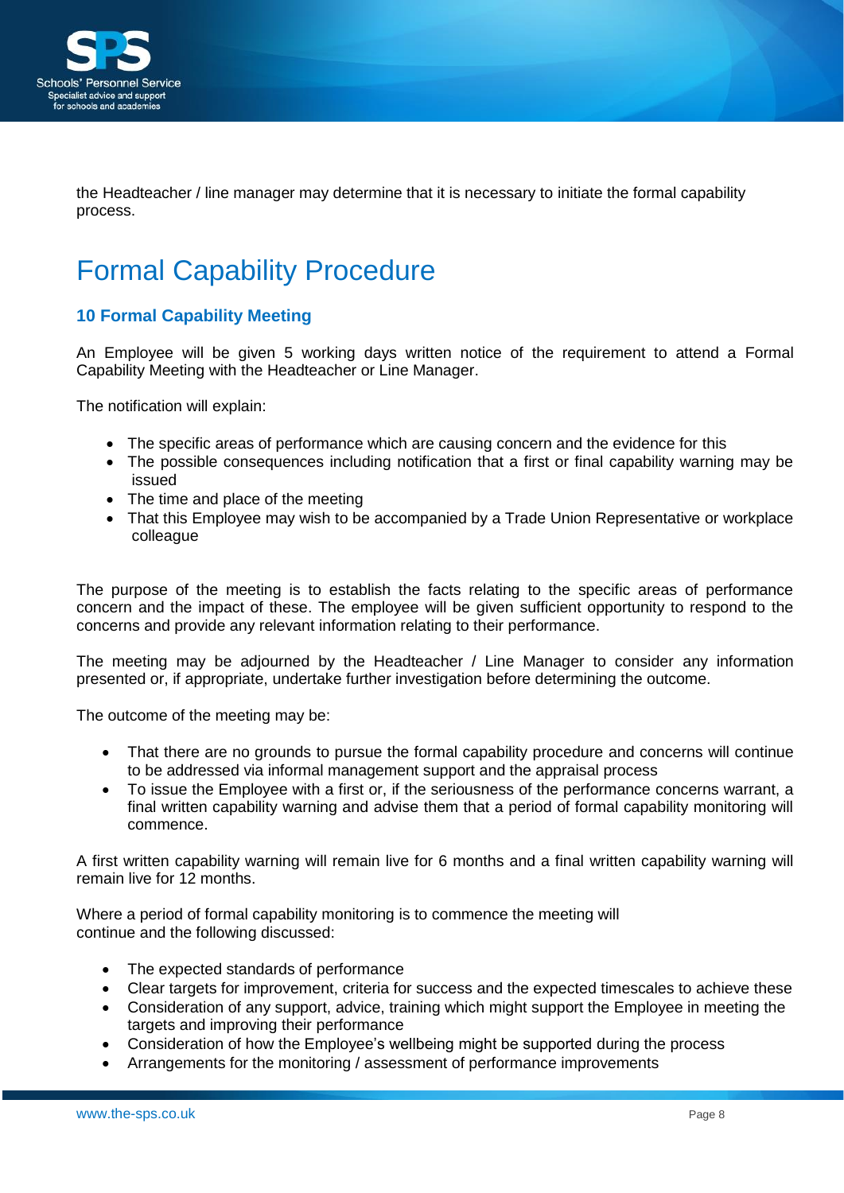the Headteacher / line manager may determine that it is necessary to initiate the formal capability process.

# Formal Capability Procedure

### 10 Formal Capability Meeting

An Employee will be given 5 working days written notice of the requirement to attend a Formal Capability Meeting with the Headteacher or Line Manager.

The notification will explain:

- The specific areas of performance which are causing concern and the evidence for this
- The possible consequences including notification that a first or final capability warning may be issued
- The time and place of the meeting
- That this Employee may wish to be accompanied by a Trade Union Representative or workplace colleague

The purpose of the meeting is to establish the facts relating to the specific areas of performance concern and the impact of these. The employee will be given sufficient opportunity to respond to the concerns and provide any relevant information relating to their performance.

The meeting may be adjourned by the Headteacher / Line Manager to consider any information presented or, if appropriate, undertake further investigation before determining the outcome.

The outcome of the meeting may be:

- That there are no grounds to pursue the formal capability procedure and concerns will continue to be addressed via informal management support and the appraisal process
- To issue the Employee with a first or, if the seriousness of the performance concerns warrant, a final written capability warning and advise them that a period of formal capability monitoring will commence.

A first written capability warning will remain live for 6 months and a final written capability warning will remain live for 12 months.

Where a period of formal capability monitoring is to commence the meeting will continue and the following discussed:

- The expected standards of performance
- Clear targets for improvement, criteria for success and the expected timescales to achieve these
- Consideration of any support, advice, training which might support the Employee in meeting the targets and improving their performance
- Consideration of how the Employee's wellbeing might be supported during the process
- Arrangements for the monitoring / assessment of performance improvements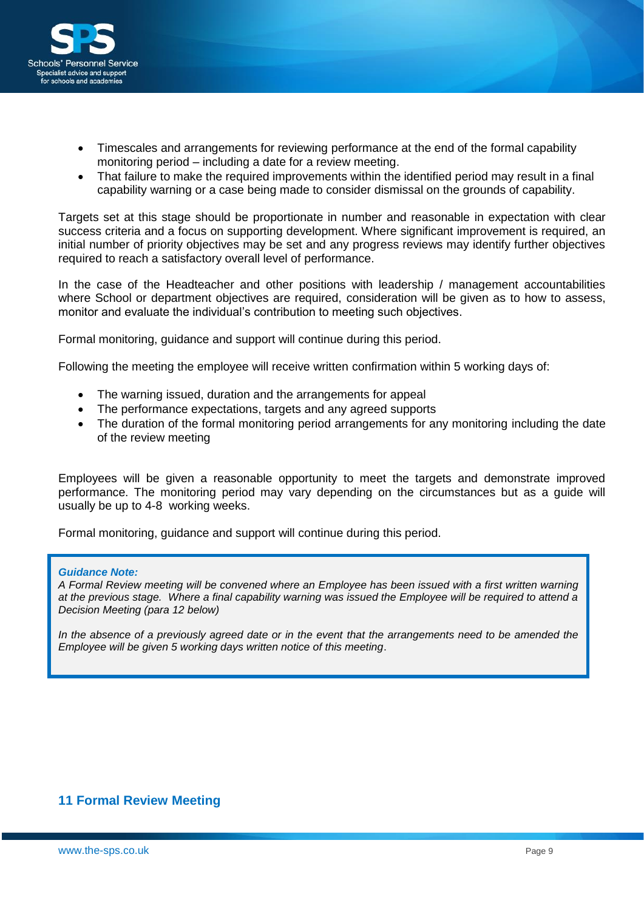- Timescales and arrangements for reviewing performance at the end of the formal capability monitoring period – including a date for a review meeting.
- That failure to make the required improvements within the identified period may result in a final capability warning or a case being made to consider dismissal on the grounds of capability.

Targets set at this stage should be proportionate in number and reasonable in expectation with clear success criteria and a focus on supporting development. Where significant improvement is required, an initial number of priority objectives may be set and any progress reviews may identify further objectives required to reach a satisfactory overall level of performance.

In the case of the Headteacher and other positions with leadership / management accountabilities where School or department objectives are required, consideration will be given as to how to assess, monitor and evaluate the individual's contribution to meeting such objectives.

Formal monitoring, guidance and support will continue during this period.

Following the meeting the employee will receive written confirmation within 5 working days of:

- The warning issued, duration and the arrangements for appeal
- The performance expectations, targets and any agreed supports
- The duration of the formal monitoring period arrangements for any monitoring including the date of the review meeting

Employees will be given a reasonable opportunity to meet the targets and demonstrate improved performance. The monitoring period may vary depending on the circumstances but as a guide will usually be up to 4-8 working weeks.

Formal monitoring, guidance and support will continue during this period.

> ***Guidance Note:***
> *A Formal Review meeting will be convened where an Employee has been issued with a first written warning at the previous stage. Where a final capability warning was issued the Employee will be required to attend a Decision Meeting (para 12 below)*
>
> *In the absence of a previously agreed date or in the event that the arrangements need to be amended the Employee will be given 5 working days written notice of this meeting.*

## 11 Formal Review Meeting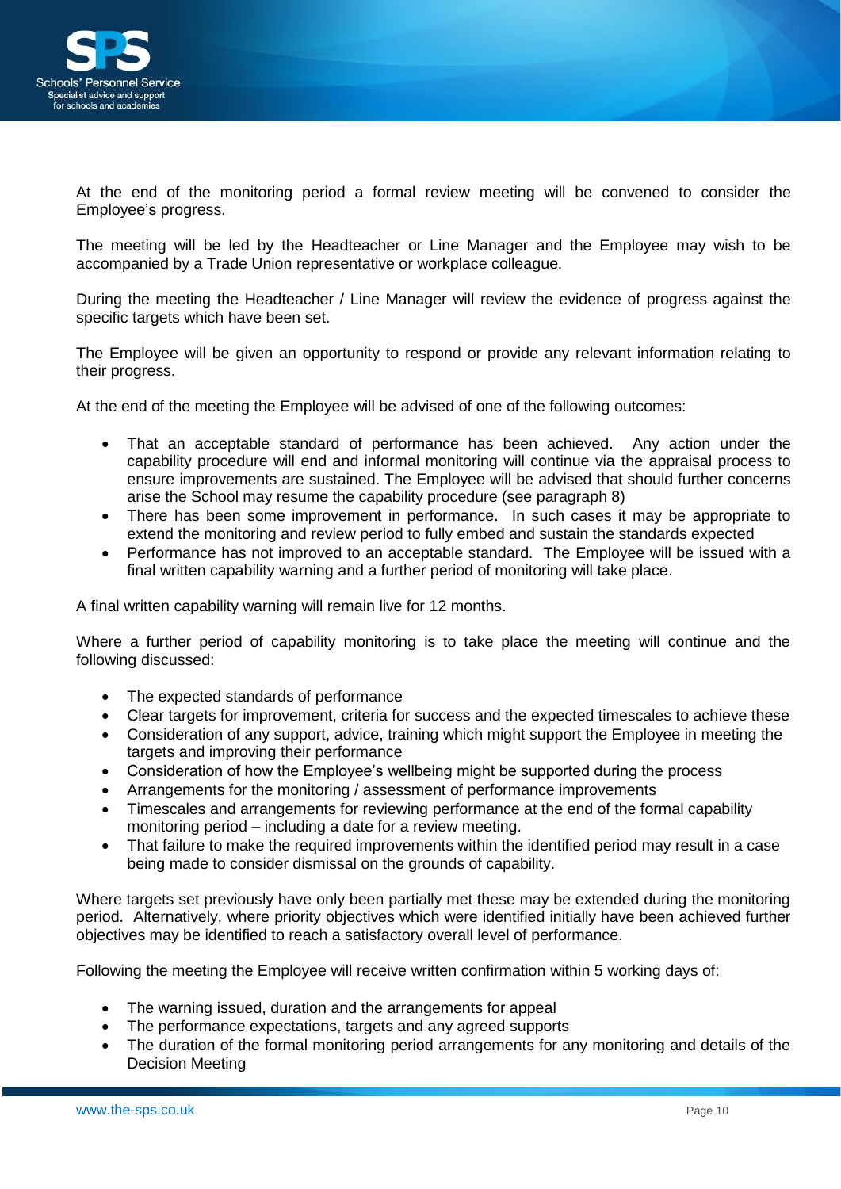At the end of the monitoring period a formal review meeting will be convened to consider the Employee's progress.

The meeting will be led by the Headteacher or Line Manager and the Employee may wish to be accompanied by a Trade Union representative or workplace colleague.

During the meeting the Headteacher / Line Manager will review the evidence of progress against the specific targets which have been set.

The Employee will be given an opportunity to respond or provide any relevant information relating to their progress.

At the end of the meeting the Employee will be advised of one of the following outcomes:

- That an acceptable standard of performance has been achieved. Any action under the capability procedure will end and informal monitoring will continue via the appraisal process to ensure improvements are sustained. The Employee will be advised that should further concerns arise the School may resume the capability procedure (see paragraph 8)
- There has been some improvement in performance. In such cases it may be appropriate to extend the monitoring and review period to fully embed and sustain the standards expected
- Performance has not improved to an acceptable standard. The Employee will be issued with a final written capability warning and a further period of monitoring will take place.

A final written capability warning will remain live for 12 months.

Where a further period of capability monitoring is to take place the meeting will continue and the following discussed:

- The expected standards of performance
- Clear targets for improvement, criteria for success and the expected timescales to achieve these
- Consideration of any support, advice, training which might support the Employee in meeting the targets and improving their performance
- Consideration of how the Employee's wellbeing might be supported during the process
- Arrangements for the monitoring / assessment of performance improvements
- Timescales and arrangements for reviewing performance at the end of the formal capability monitoring period – including a date for a review meeting.
- That failure to make the required improvements within the identified period may result in a case being made to consider dismissal on the grounds of capability.

Where targets set previously have only been partially met these may be extended during the monitoring period. Alternatively, where priority objectives which were identified initially have been achieved further objectives may be identified to reach a satisfactory overall level of performance.

Following the meeting the Employee will receive written confirmation within 5 working days of:

- The warning issued, duration and the arrangements for appeal
- The performance expectations, targets and any agreed supports
- The duration of the formal monitoring period arrangements for any monitoring and details of the Decision Meeting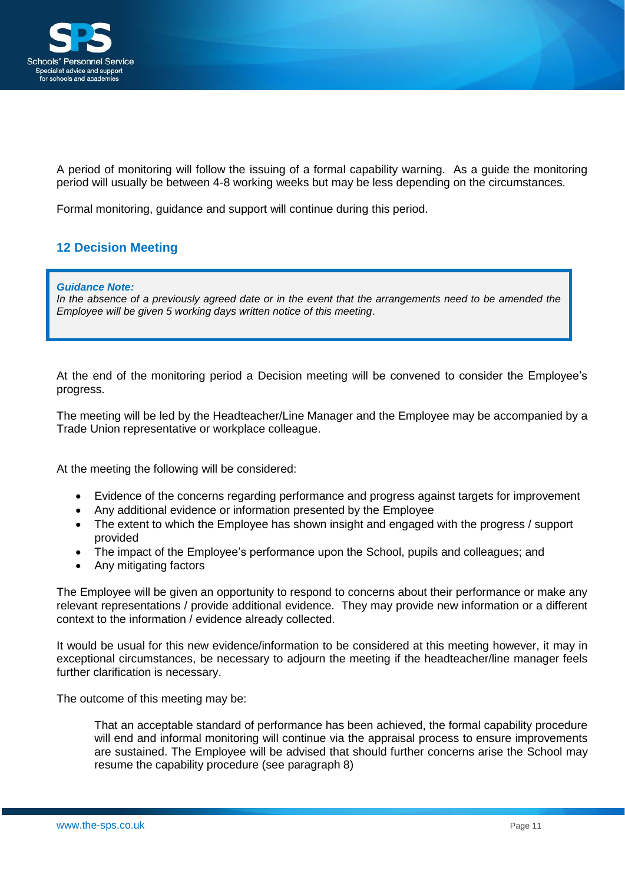A period of monitoring will follow the issuing of a formal capability warning. As a guide the monitoring period will usually be between 4-8 working weeks but may be less depending on the circumstances.

Formal monitoring, guidance and support will continue during this period.

## 12 Decision Meeting

> ***Guidance Note:***
> *In the absence of a previously agreed date or in the event that the arrangements need to be amended the Employee will be given 5 working days written notice of this meeting.*

At the end of the monitoring period a Decision meeting will be convened to consider the Employee's progress.

The meeting will be led by the Headteacher/Line Manager and the Employee may be accompanied by a Trade Union representative or workplace colleague.

At the meeting the following will be considered:

- Evidence of the concerns regarding performance and progress against targets for improvement
- Any additional evidence or information presented by the Employee
- The extent to which the Employee has shown insight and engaged with the progress / support provided
- The impact of the Employee's performance upon the School, pupils and colleagues; and
- Any mitigating factors

The Employee will be given an opportunity to respond to concerns about their performance or make any relevant representations / provide additional evidence. They may provide new information or a different context to the information / evidence already collected.

It would be usual for this new evidence/information to be considered at this meeting however, it may in exceptional circumstances, be necessary to adjourn the meeting if the headteacher/line manager feels further clarification is necessary.

The outcome of this meeting may be:

> That an acceptable standard of performance has been achieved, the formal capability procedure will end and informal monitoring will continue via the appraisal process to ensure improvements are sustained. The Employee will be advised that should further concerns arise the School may resume the capability procedure (see paragraph 8)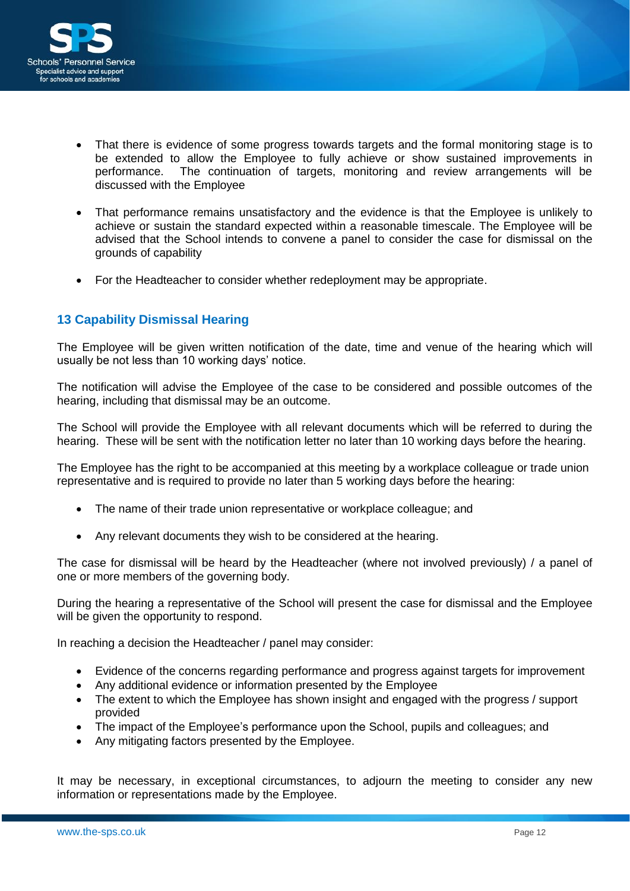- That there is evidence of some progress towards targets and the formal monitoring stage is to be extended to allow the Employee to fully achieve or show sustained improvements in performance. The continuation of targets, monitoring and review arrangements will be discussed with the Employee

- That performance remains unsatisfactory and the evidence is that the Employee is unlikely to achieve or sustain the standard expected within a reasonable timescale. The Employee will be advised that the School intends to convene a panel to consider the case for dismissal on the grounds of capability

- For the Headteacher to consider whether redeployment may be appropriate.

## 13 Capability Dismissal Hearing

The Employee will be given written notification of the date, time and venue of the hearing which will usually be not less than 10 working days' notice.

The notification will advise the Employee of the case to be considered and possible outcomes of the hearing, including that dismissal may be an outcome.

The School will provide the Employee with all relevant documents which will be referred to during the hearing. These will be sent with the notification letter no later than 10 working days before the hearing.

The Employee has the right to be accompanied at this meeting by a workplace colleague or trade union representative and is required to provide no later than 5 working days before the hearing:

- The name of their trade union representative or workplace colleague; and

- Any relevant documents they wish to be considered at the hearing.

The case for dismissal will be heard by the Headteacher (where not involved previously) / a panel of one or more members of the governing body.

During the hearing a representative of the School will present the case for dismissal and the Employee will be given the opportunity to respond.

In reaching a decision the Headteacher / panel may consider:

- Evidence of the concerns regarding performance and progress against targets for improvement
- Any additional evidence or information presented by the Employee
- The extent to which the Employee has shown insight and engaged with the progress / support provided
- The impact of the Employee's performance upon the School, pupils and colleagues; and
- Any mitigating factors presented by the Employee.

It may be necessary, in exceptional circumstances, to adjourn the meeting to consider any new information or representations made by the Employee.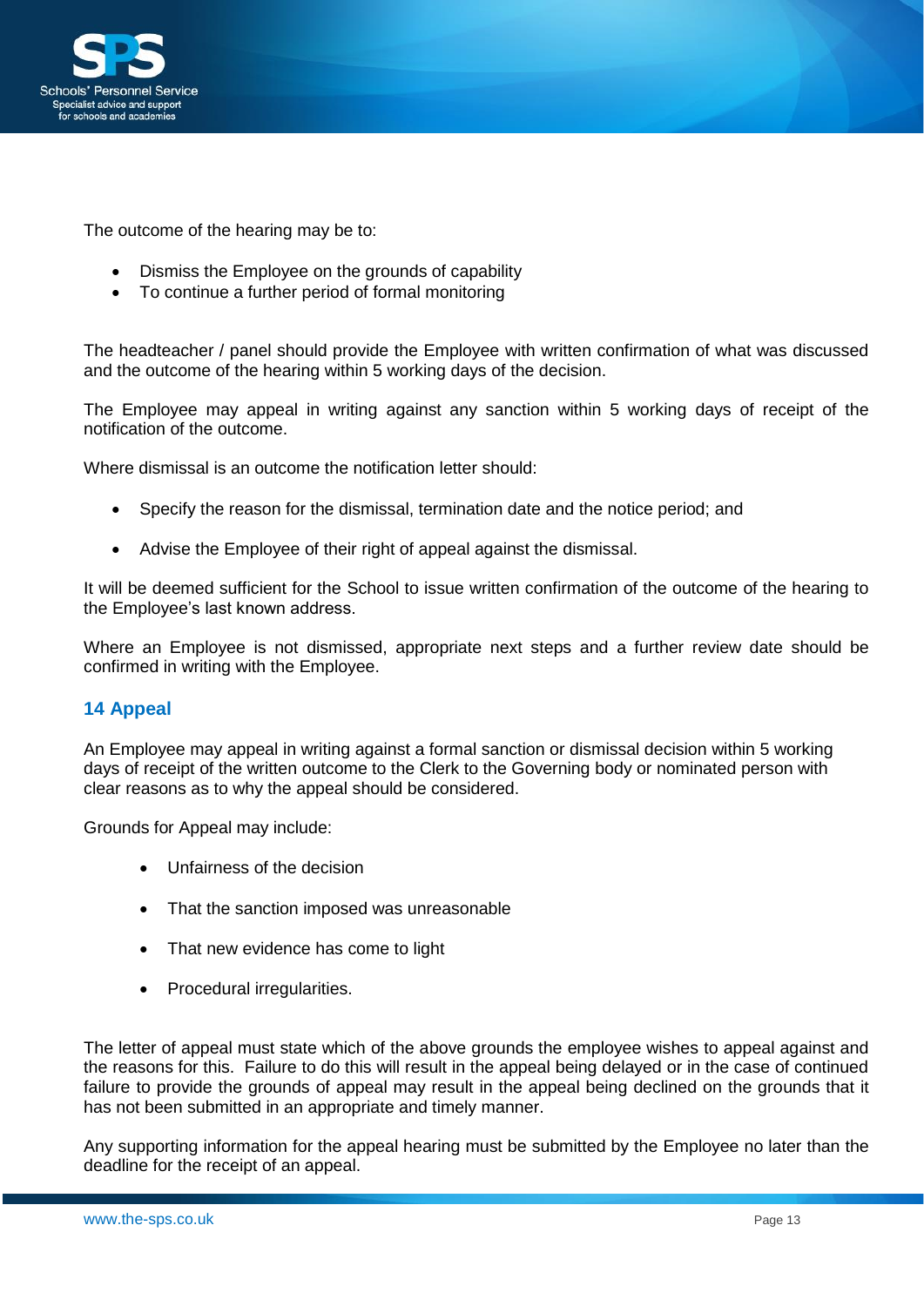The outcome of the hearing may be to:

- Dismiss the Employee on the grounds of capability
- To continue a further period of formal monitoring

The headteacher / panel should provide the Employee with written confirmation of what was discussed and the outcome of the hearing within 5 working days of the decision.

The Employee may appeal in writing against any sanction within 5 working days of receipt of the notification of the outcome.

Where dismissal is an outcome the notification letter should:

- Specify the reason for the dismissal, termination date and the notice period; and
- Advise the Employee of their right of appeal against the dismissal.

It will be deemed sufficient for the School to issue written confirmation of the outcome of the hearing to the Employee's last known address.

Where an Employee is not dismissed, appropriate next steps and a further review date should be confirmed in writing with the Employee.

## 14 Appeal

An Employee may appeal in writing against a formal sanction or dismissal decision within 5 working days of receipt of the written outcome to the Clerk to the Governing body or nominated person with clear reasons as to why the appeal should be considered.

Grounds for Appeal may include:

- Unfairness of the decision
- That the sanction imposed was unreasonable
- That new evidence has come to light
- Procedural irregularities.

The letter of appeal must state which of the above grounds the employee wishes to appeal against and the reasons for this. Failure to do this will result in the appeal being delayed or in the case of continued failure to provide the grounds of appeal may result in the appeal being declined on the grounds that it has not been submitted in an appropriate and timely manner.

Any supporting information for the appeal hearing must be submitted by the Employee no later than the deadline for the receipt of an appeal.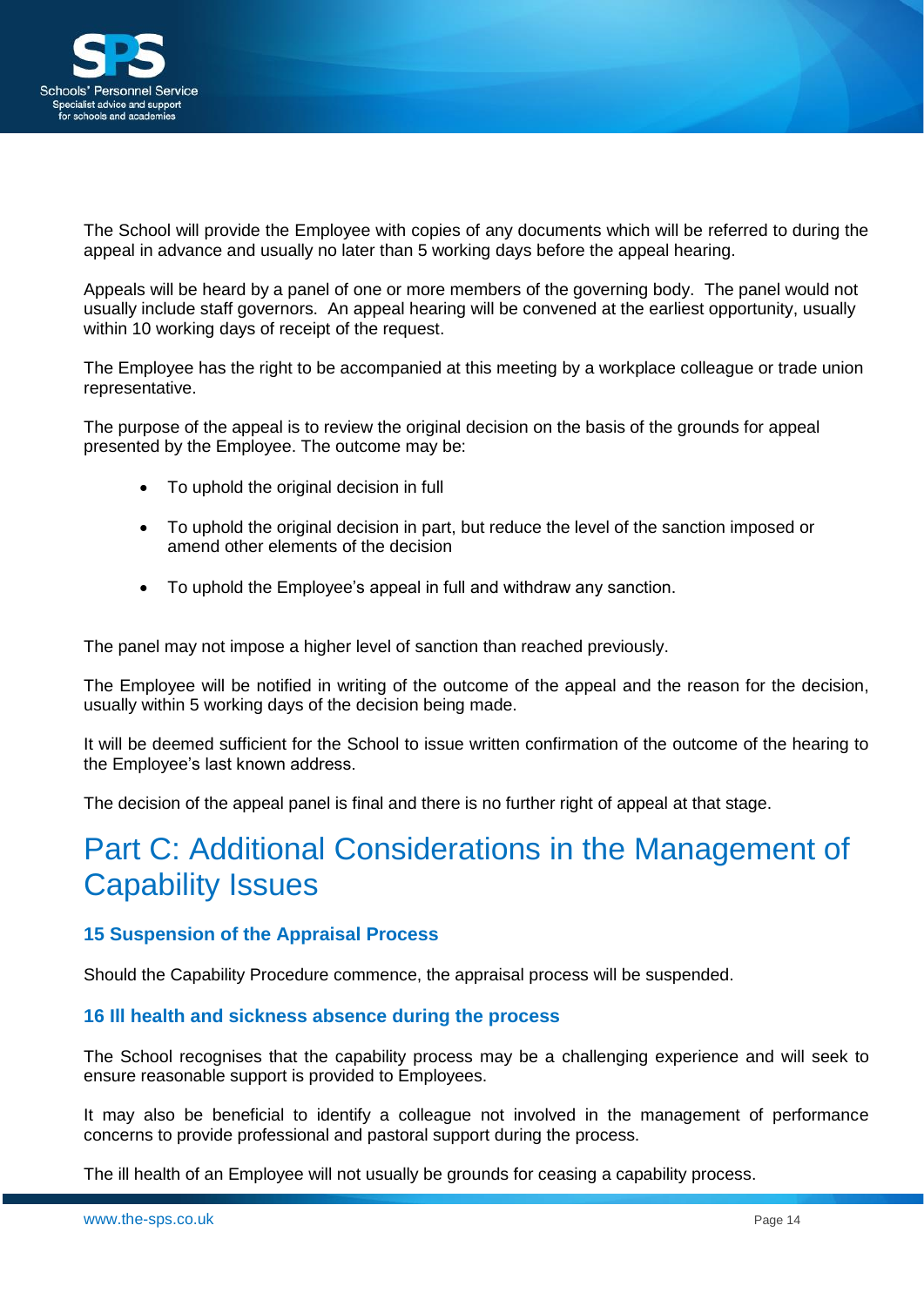The School will provide the Employee with copies of any documents which will be referred to during the appeal in advance and usually no later than 5 working days before the appeal hearing.

Appeals will be heard by a panel of one or more members of the governing body. The panel would not usually include staff governors. An appeal hearing will be convened at the earliest opportunity, usually within 10 working days of receipt of the request.

The Employee has the right to be accompanied at this meeting by a workplace colleague or trade union representative.

The purpose of the appeal is to review the original decision on the basis of the grounds for appeal presented by the Employee. The outcome may be:

- To uphold the original decision in full
- To uphold the original decision in part, but reduce the level of the sanction imposed or amend other elements of the decision
- To uphold the Employee's appeal in full and withdraw any sanction.

The panel may not impose a higher level of sanction than reached previously.

The Employee will be notified in writing of the outcome of the appeal and the reason for the decision, usually within 5 working days of the decision being made.

It will be deemed sufficient for the School to issue written confirmation of the outcome of the hearing to the Employee's last known address.

The decision of the appeal panel is final and there is no further right of appeal at that stage.

# Part C: Additional Considerations in the Management of Capability Issues

### 15 Suspension of the Appraisal Process

Should the Capability Procedure commence, the appraisal process will be suspended.

### 16 Ill health and sickness absence during the process

The School recognises that the capability process may be a challenging experience and will seek to ensure reasonable support is provided to Employees.

It may also be beneficial to identify a colleague not involved in the management of performance concerns to provide professional and pastoral support during the process.

The ill health of an Employee will not usually be grounds for ceasing a capability process.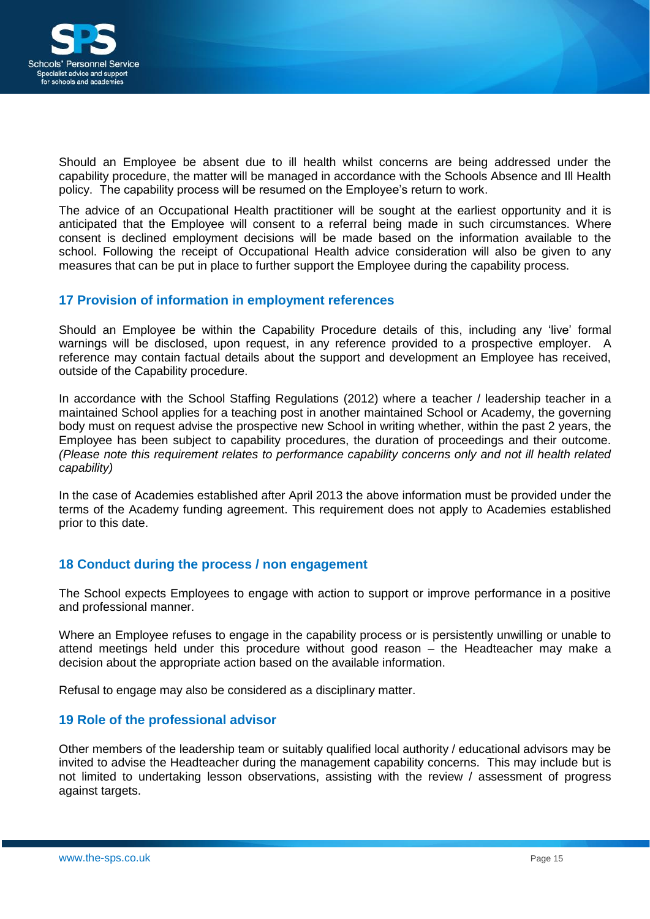Should an Employee be absent due to ill health whilst concerns are being addressed under the capability procedure, the matter will be managed in accordance with the Schools Absence and Ill Health policy. The capability process will be resumed on the Employee's return to work.

The advice of an Occupational Health practitioner will be sought at the earliest opportunity and it is anticipated that the Employee will consent to a referral being made in such circumstances. Where consent is declined employment decisions will be made based on the information available to the school. Following the receipt of Occupational Health advice consideration will also be given to any measures that can be put in place to further support the Employee during the capability process.

## 17 Provision of information in employment references

Should an Employee be within the Capability Procedure details of this, including any 'live' formal warnings will be disclosed, upon request, in any reference provided to a prospective employer. A reference may contain factual details about the support and development an Employee has received, outside of the Capability procedure.

In accordance with the School Staffing Regulations (2012) where a teacher / leadership teacher in a maintained School applies for a teaching post in another maintained School or Academy, the governing body must on request advise the prospective new School in writing whether, within the past 2 years, the Employee has been subject to capability procedures, the duration of proceedings and their outcome. *(Please note this requirement relates to performance capability concerns only and not ill health related capability)*

In the case of Academies established after April 2013 the above information must be provided under the terms of the Academy funding agreement. This requirement does not apply to Academies established prior to this date.

## 18 Conduct during the process / non engagement

The School expects Employees to engage with action to support or improve performance in a positive and professional manner.

Where an Employee refuses to engage in the capability process or is persistently unwilling or unable to attend meetings held under this procedure without good reason – the Headteacher may make a decision about the appropriate action based on the available information.

Refusal to engage may also be considered as a disciplinary matter.

## 19 Role of the professional advisor

Other members of the leadership team or suitably qualified local authority / educational advisors may be invited to advise the Headteacher during the management capability concerns. This may include but is not limited to undertaking lesson observations, assisting with the review / assessment of progress against targets.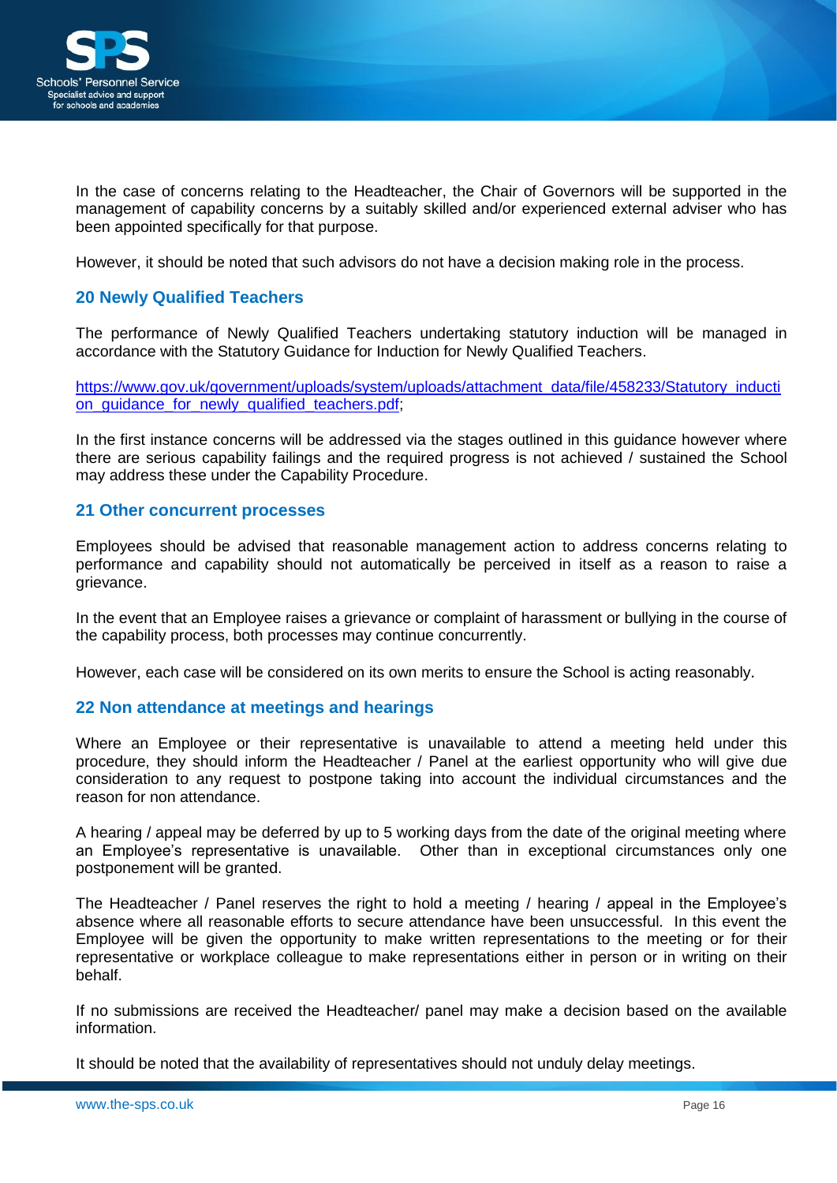In the case of concerns relating to the Headteacher, the Chair of Governors will be supported in the management of capability concerns by a suitably skilled and/or experienced external adviser who has been appointed specifically for that purpose.

However, it should be noted that such advisors do not have a decision making role in the process.

## 20 Newly Qualified Teachers

The performance of Newly Qualified Teachers undertaking statutory induction will be managed in accordance with the Statutory Guidance for Induction for Newly Qualified Teachers.

https://www.gov.uk/government/uploads/system/uploads/attachment_data/file/458233/Statutory_induction_guidance_for_newly_qualified_teachers.pdf;

In the first instance concerns will be addressed via the stages outlined in this guidance however where there are serious capability failings and the required progress is not achieved / sustained the School may address these under the Capability Procedure.

## 21 Other concurrent processes

Employees should be advised that reasonable management action to address concerns relating to performance and capability should not automatically be perceived in itself as a reason to raise a grievance.

In the event that an Employee raises a grievance or complaint of harassment or bullying in the course of the capability process, both processes may continue concurrently.

However, each case will be considered on its own merits to ensure the School is acting reasonably.

## 22 Non attendance at meetings and hearings

Where an Employee or their representative is unavailable to attend a meeting held under this procedure, they should inform the Headteacher / Panel at the earliest opportunity who will give due consideration to any request to postpone taking into account the individual circumstances and the reason for non attendance.

A hearing / appeal may be deferred by up to 5 working days from the date of the original meeting where an Employee's representative is unavailable. Other than in exceptional circumstances only one postponement will be granted.

The Headteacher / Panel reserves the right to hold a meeting / hearing / appeal in the Employee's absence where all reasonable efforts to secure attendance have been unsuccessful. In this event the Employee will be given the opportunity to make written representations to the meeting or for their representative or workplace colleague to make representations either in person or in writing on their behalf.

If no submissions are received the Headteacher/ panel may make a decision based on the available information.

It should be noted that the availability of representatives should not unduly delay meetings.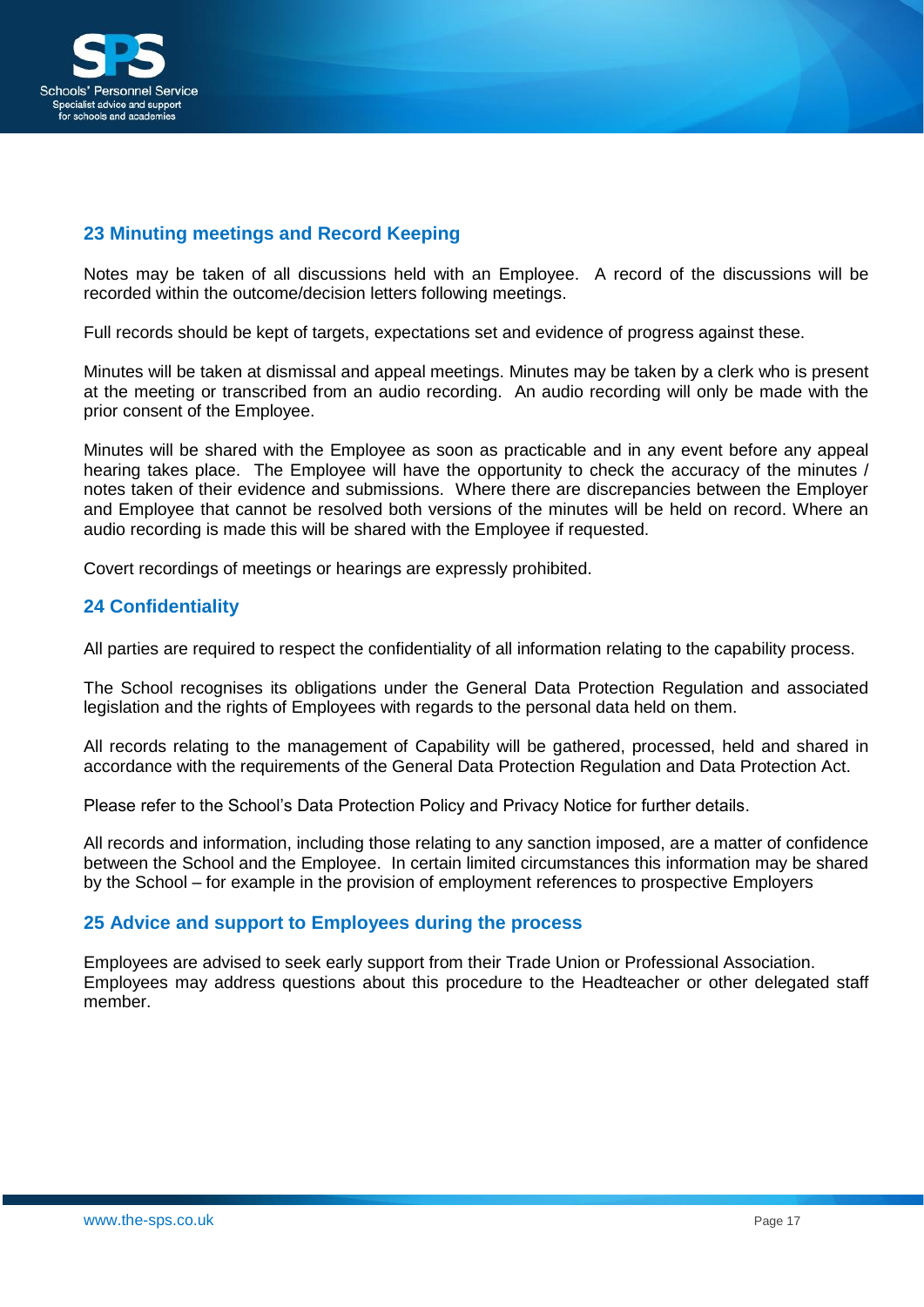## 23 Minuting meetings and Record Keeping

Notes may be taken of all discussions held with an Employee. A record of the discussions will be recorded within the outcome/decision letters following meetings.

Full records should be kept of targets, expectations set and evidence of progress against these.

Minutes will be taken at dismissal and appeal meetings. Minutes may be taken by a clerk who is present at the meeting or transcribed from an audio recording. An audio recording will only be made with the prior consent of the Employee.

Minutes will be shared with the Employee as soon as practicable and in any event before any appeal hearing takes place. The Employee will have the opportunity to check the accuracy of the minutes / notes taken of their evidence and submissions. Where there are discrepancies between the Employer and Employee that cannot be resolved both versions of the minutes will be held on record. Where an audio recording is made this will be shared with the Employee if requested.

Covert recordings of meetings or hearings are expressly prohibited.

## 24 Confidentiality

All parties are required to respect the confidentiality of all information relating to the capability process.

The School recognises its obligations under the General Data Protection Regulation and associated legislation and the rights of Employees with regards to the personal data held on them.

All records relating to the management of Capability will be gathered, processed, held and shared in accordance with the requirements of the General Data Protection Regulation and Data Protection Act.

Please refer to the School's Data Protection Policy and Privacy Notice for further details.

All records and information, including those relating to any sanction imposed, are a matter of confidence between the School and the Employee. In certain limited circumstances this information may be shared by the School – for example in the provision of employment references to prospective Employers

## 25 Advice and support to Employees during the process

Employees are advised to seek early support from their Trade Union or Professional Association. Employees may address questions about this procedure to the Headteacher or other delegated staff member.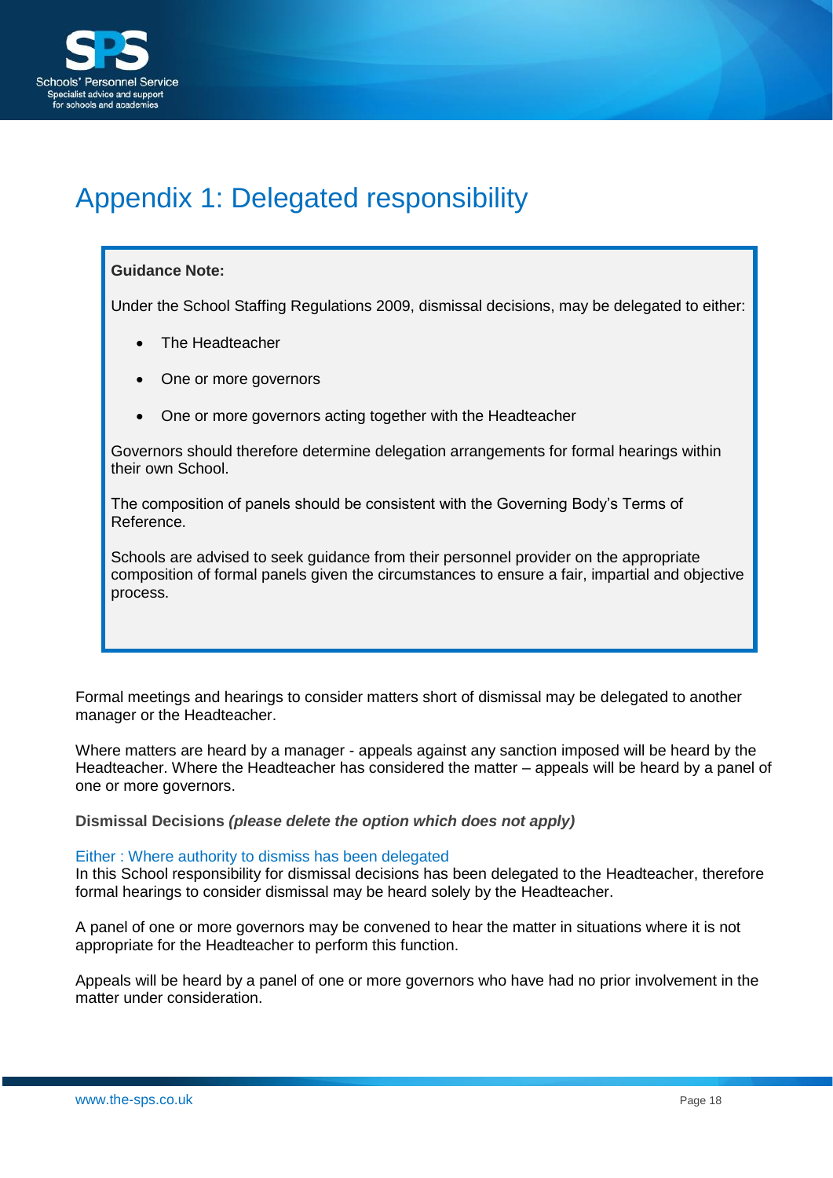# Appendix 1: Delegated responsibility

> **Guidance Note:**
>
> Under the School Staffing Regulations 2009, dismissal decisions, may be delegated to either:
>
> - The Headteacher
> - One or more governors
> - One or more governors acting together with the Headteacher
>
> Governors should therefore determine delegation arrangements for formal hearings within their own School.
>
> The composition of panels should be consistent with the Governing Body's Terms of Reference.
>
> Schools are advised to seek guidance from their personnel provider on the appropriate composition of formal panels given the circumstances to ensure a fair, impartial and objective process.

Formal meetings and hearings to consider matters short of dismissal may be delegated to another manager or the Headteacher.

Where matters are heard by a manager - appeals against any sanction imposed will be heard by the Headteacher. Where the Headteacher has considered the matter – appeals will be heard by a panel of one or more governors.

**Dismissal Decisions *(please delete the option which does not apply)***

Either : Where authority to dismiss has been delegated

In this School responsibility for dismissal decisions has been delegated to the Headteacher, therefore formal hearings to consider dismissal may be heard solely by the Headteacher.

A panel of one or more governors may be convened to hear the matter in situations where it is not appropriate for the Headteacher to perform this function.

Appeals will be heard by a panel of one or more governors who have had no prior involvement in the matter under consideration.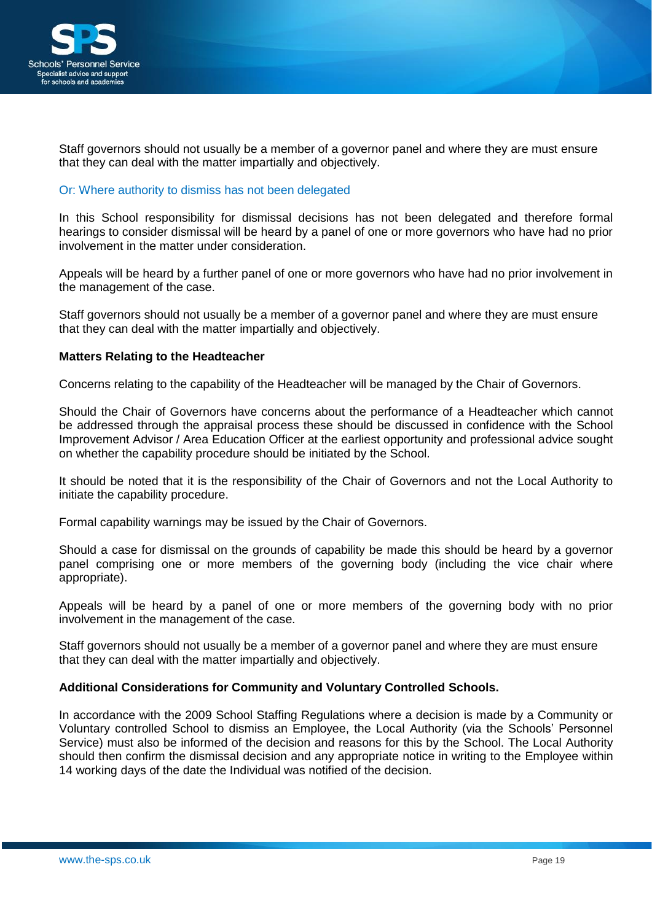Staff governors should not usually be a member of a governor panel and where they are must ensure that they can deal with the matter impartially and objectively.

Or: Where authority to dismiss has not been delegated

In this School responsibility for dismissal decisions has not been delegated and therefore formal hearings to consider dismissal will be heard by a panel of one or more governors who have had no prior involvement in the matter under consideration.

Appeals will be heard by a further panel of one or more governors who have had no prior involvement in the management of the case.

Staff governors should not usually be a member of a governor panel and where they are must ensure that they can deal with the matter impartially and objectively.

**Matters Relating to the Headteacher**

Concerns relating to the capability of the Headteacher will be managed by the Chair of Governors.

Should the Chair of Governors have concerns about the performance of a Headteacher which cannot be addressed through the appraisal process these should be discussed in confidence with the School Improvement Advisor / Area Education Officer at the earliest opportunity and professional advice sought on whether the capability procedure should be initiated by the School.

It should be noted that it is the responsibility of the Chair of Governors and not the Local Authority to initiate the capability procedure.

Formal capability warnings may be issued by the Chair of Governors.

Should a case for dismissal on the grounds of capability be made this should be heard by a governor panel comprising one or more members of the governing body (including the vice chair where appropriate).

Appeals will be heard by a panel of one or more members of the governing body with no prior involvement in the management of the case.

Staff governors should not usually be a member of a governor panel and where they are must ensure that they can deal with the matter impartially and objectively.

**Additional Considerations for Community and Voluntary Controlled Schools.**

In accordance with the 2009 School Staffing Regulations where a decision is made by a Community or Voluntary controlled School to dismiss an Employee, the Local Authority (via the Schools' Personnel Service) must also be informed of the decision and reasons for this by the School. The Local Authority should then confirm the dismissal decision and any appropriate notice in writing to the Employee within 14 working days of the date the Individual was notified of the decision.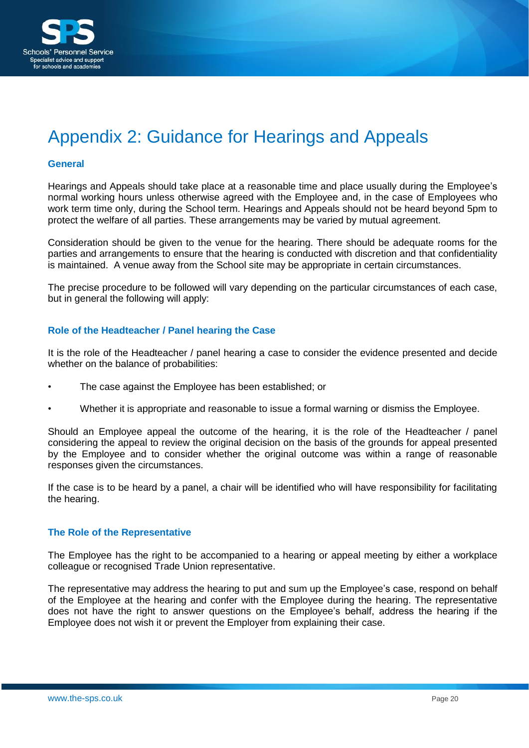# Appendix 2: Guidance for Hearings and Appeals

### General

Hearings and Appeals should take place at a reasonable time and place usually during the Employee's normal working hours unless otherwise agreed with the Employee and, in the case of Employees who work term time only, during the School term. Hearings and Appeals should not be heard beyond 5pm to protect the welfare of all parties. These arrangements may be varied by mutual agreement.

Consideration should be given to the venue for the hearing. There should be adequate rooms for the parties and arrangements to ensure that the hearing is conducted with discretion and that confidentiality is maintained. A venue away from the School site may be appropriate in certain circumstances.

The precise procedure to be followed will vary depending on the particular circumstances of each case, but in general the following will apply:

### Role of the Headteacher / Panel hearing the Case

It is the role of the Headteacher / panel hearing a case to consider the evidence presented and decide whether on the balance of probabilities:

- The case against the Employee has been established; or
- Whether it is appropriate and reasonable to issue a formal warning or dismiss the Employee.

Should an Employee appeal the outcome of the hearing, it is the role of the Headteacher / panel considering the appeal to review the original decision on the basis of the grounds for appeal presented by the Employee and to consider whether the original outcome was within a range of reasonable responses given the circumstances.

If the case is to be heard by a panel, a chair will be identified who will have responsibility for facilitating the hearing.

### The Role of the Representative

The Employee has the right to be accompanied to a hearing or appeal meeting by either a workplace colleague or recognised Trade Union representative.

The representative may address the hearing to put and sum up the Employee's case, respond on behalf of the Employee at the hearing and confer with the Employee during the hearing. The representative does not have the right to answer questions on the Employee's behalf, address the hearing if the Employee does not wish it or prevent the Employer from explaining their case.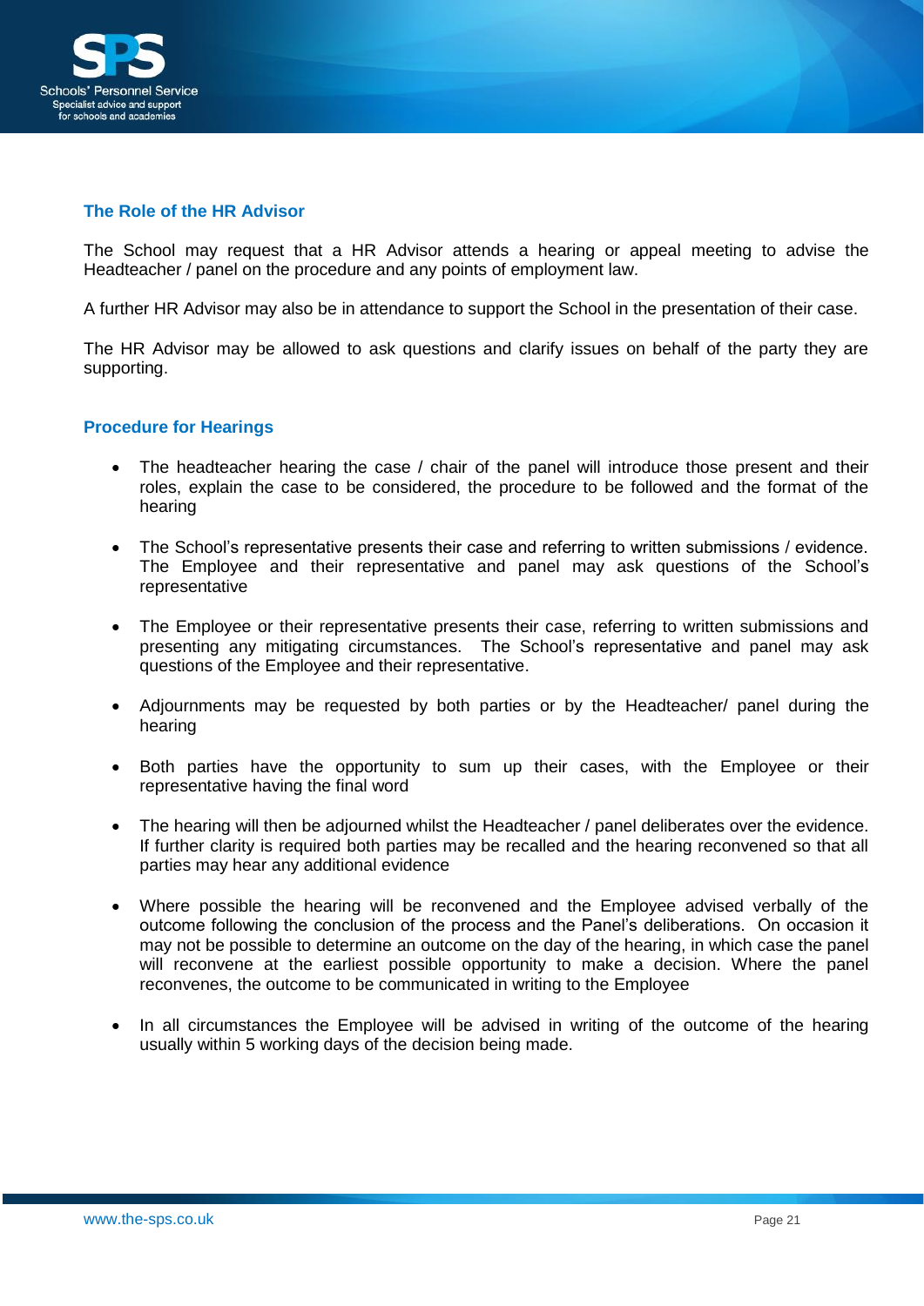## The Role of the HR Advisor

The School may request that a HR Advisor attends a hearing or appeal meeting to advise the Headteacher / panel on the procedure and any points of employment law.

A further HR Advisor may also be in attendance to support the School in the presentation of their case.

The HR Advisor may be allowed to ask questions and clarify issues on behalf of the party they are supporting.

## Procedure for Hearings

- The headteacher hearing the case / chair of the panel will introduce those present and their roles, explain the case to be considered, the procedure to be followed and the format of the hearing
- The School's representative presents their case and referring to written submissions / evidence. The Employee and their representative and panel may ask questions of the School's representative
- The Employee or their representative presents their case, referring to written submissions and presenting any mitigating circumstances. The School's representative and panel may ask questions of the Employee and their representative.
- Adjournments may be requested by both parties or by the Headteacher/ panel during the hearing
- Both parties have the opportunity to sum up their cases, with the Employee or their representative having the final word
- The hearing will then be adjourned whilst the Headteacher / panel deliberates over the evidence. If further clarity is required both parties may be recalled and the hearing reconvened so that all parties may hear any additional evidence
- Where possible the hearing will be reconvened and the Employee advised verbally of the outcome following the conclusion of the process and the Panel's deliberations. On occasion it may not be possible to determine an outcome on the day of the hearing, in which case the panel will reconvene at the earliest possible opportunity to make a decision. Where the panel reconvenes, the outcome to be communicated in writing to the Employee
- In all circumstances the Employee will be advised in writing of the outcome of the hearing usually within 5 working days of the decision being made.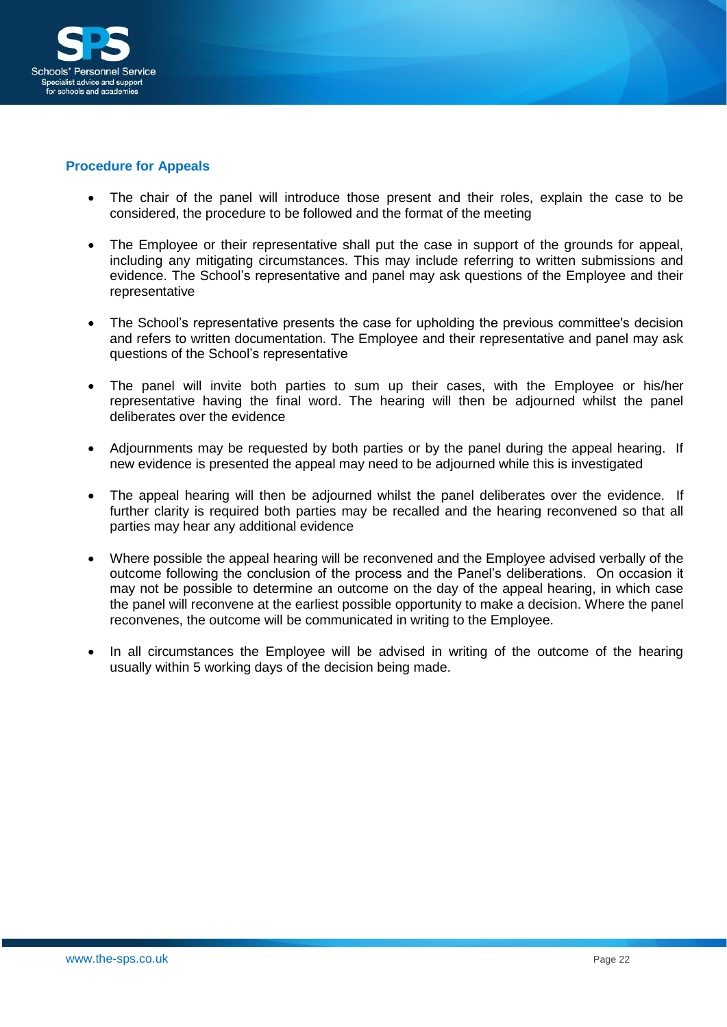### Procedure for Appeals

- The chair of the panel will introduce those present and their roles, explain the case to be considered, the procedure to be followed and the format of the meeting

- The Employee or their representative shall put the case in support of the grounds for appeal, including any mitigating circumstances. This may include referring to written submissions and evidence. The School's representative and panel may ask questions of the Employee and their representative

- The School's representative presents the case for upholding the previous committee's decision and refers to written documentation. The Employee and their representative and panel may ask questions of the School's representative

- The panel will invite both parties to sum up their cases, with the Employee or his/her representative having the final word. The hearing will then be adjourned whilst the panel deliberates over the evidence

- Adjournments may be requested by both parties or by the panel during the appeal hearing. If new evidence is presented the appeal may need to be adjourned while this is investigated

- The appeal hearing will then be adjourned whilst the panel deliberates over the evidence. If further clarity is required both parties may be recalled and the hearing reconvened so that all parties may hear any additional evidence

- Where possible the appeal hearing will be reconvened and the Employee advised verbally of the outcome following the conclusion of the process and the Panel's deliberations. On occasion it may not be possible to determine an outcome on the day of the appeal hearing, in which case the panel will reconvene at the earliest possible opportunity to make a decision. Where the panel reconvenes, the outcome will be communicated in writing to the Employee.

- In all circumstances the Employee will be advised in writing of the outcome of the hearing usually within 5 working days of the decision being made.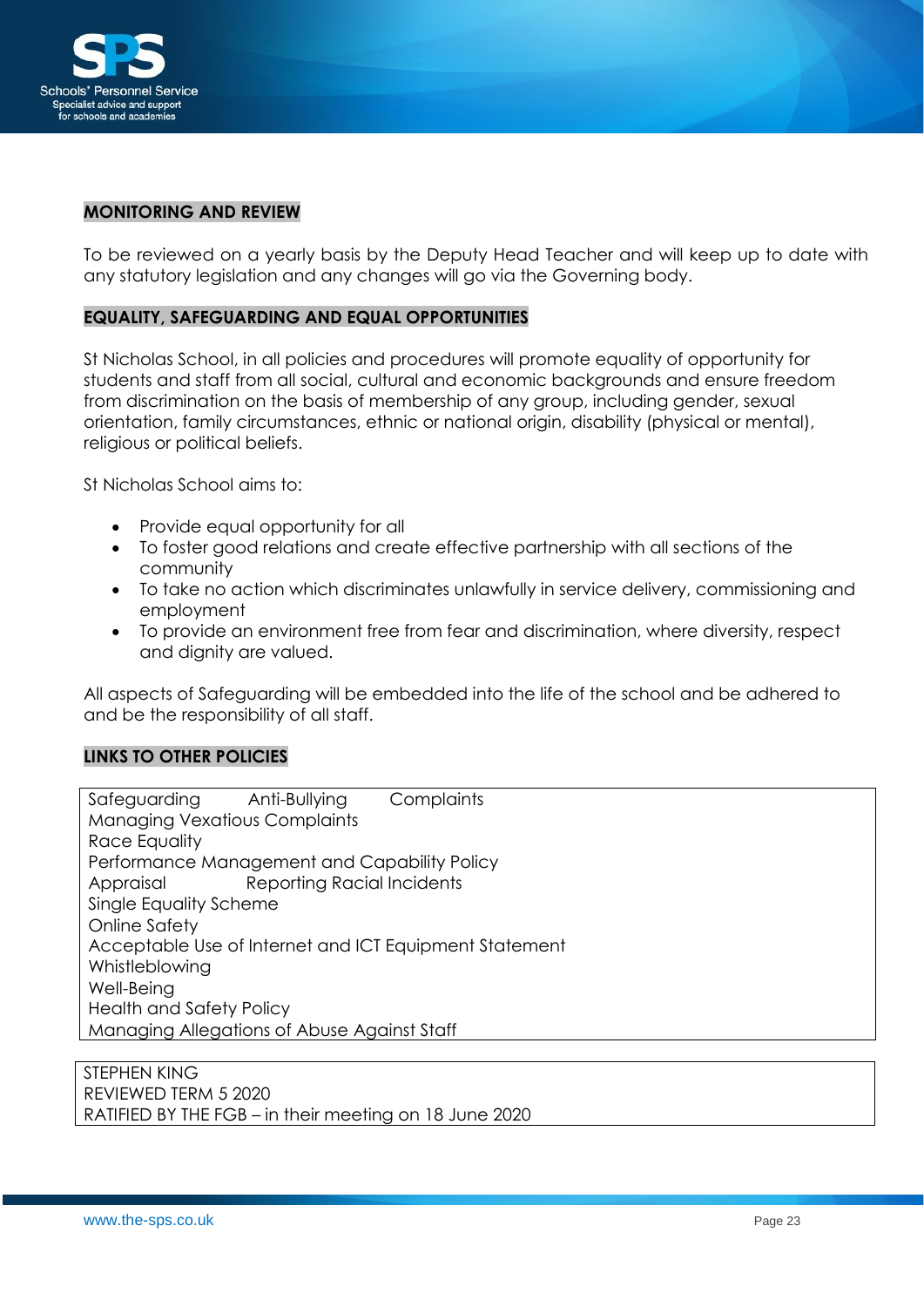## MONITORING AND REVIEW

To be reviewed on a yearly basis by the Deputy Head Teacher and will keep up to date with any statutory legislation and any changes will go via the Governing body.

## EQUALITY, SAFEGUARDING AND EQUAL OPPORTUNITIES

St Nicholas School, in all policies and procedures will promote equality of opportunity for students and staff from all social, cultural and economic backgrounds and ensure freedom from discrimination on the basis of membership of any group, including gender, sexual orientation, family circumstances, ethnic or national origin, disability (physical or mental), religious or political beliefs.

St Nicholas School aims to:

- Provide equal opportunity for all
- To foster good relations and create effective partnership with all sections of the community
- To take no action which discriminates unlawfully in service delivery, commissioning and employment
- To provide an environment free from fear and discrimination, where diversity, respect and dignity are valued.

All aspects of Safeguarding will be embedded into the life of the school and be adhered to and be the responsibility of all staff.

## LINKS TO OTHER POLICIES

Safeguarding  Anti-Bullying  Complaints
Managing Vexatious Complaints
Race Equality
Performance Management and Capability Policy
Appraisal  Reporting Racial Incidents
Single Equality Scheme
Online Safety
Acceptable Use of Internet and ICT Equipment Statement
Whistleblowing
Well-Being
Health and Safety Policy
Managing Allegations of Abuse Against Staff

STEPHEN KING
REVIEWED TERM 5 2020
RATIFIED BY THE FGB – in their meeting on 18 June 2020